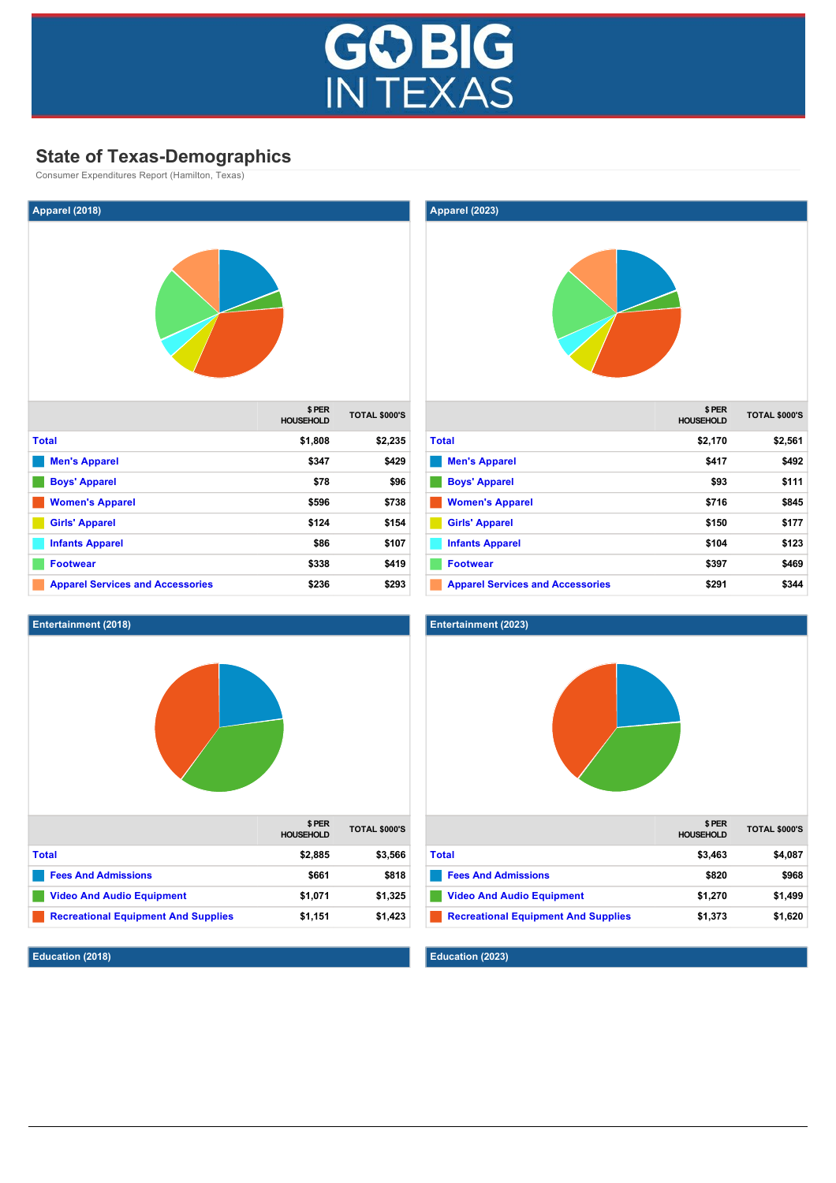# GO BIG IN TEXAS

## State of Texas-Demographics

Consumer Expenditures Report (Hamilton, Texas)

### Apparel (2018)

| | $ PER HOUSEHOLD | TOTAL $000'S |
|---|---|---|
| Total | $1,808 | $2,235 |
| Men's Apparel | $347 | $429 |
| Boys' Apparel | $78 | $96 |
| Women's Apparel | $596 | $738 |
| Girls' Apparel | $124 | $154 |
| Infants Apparel | $86 | $107 |
| Footwear | $338 | $419 |
| Apparel Services and Accessories | $236 | $293 |

### Apparel (2023)

| | $ PER HOUSEHOLD | TOTAL $000'S |
|---|---|---|
| Total | $2,170 | $2,561 |
| Men's Apparel | $417 | $492 |
| Boys' Apparel | $93 | $111 |
| Women's Apparel | $716 | $845 |
| Girls' Apparel | $150 | $177 |
| Infants Apparel | $104 | $123 |
| Footwear | $397 | $469 |
| Apparel Services and Accessories | $291 | $344 |

### Entertainment (2018)

| | $ PER HOUSEHOLD | TOTAL $000'S |
|---|---|---|
| Total | $2,885 | $3,566 |
| Fees And Admissions | $661 | $818 |
| Video And Audio Equipment | $1,071 | $1,325 |
| Recreational Equipment And Supplies | $1,151 | $1,423 |

### Entertainment (2023)

| | $ PER HOUSEHOLD | TOTAL $000'S |
|---|---|---|
| Total | $3,463 | $4,087 |
| Fees And Admissions | $820 | $968 |
| Video And Audio Equipment | $1,270 | $1,499 |
| Recreational Equipment And Supplies | $1,373 | $1,620 |

### Education (2018)

### Education (2023)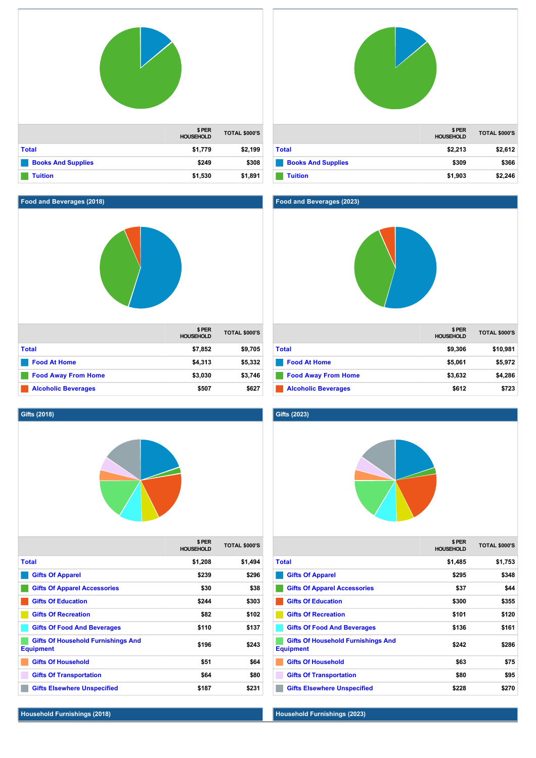| | $ PER HOUSEHOLD | TOTAL $000'S |
|---|---|---|
| Total | $1,779 | $2,199 |
| Books And Supplies | $249 | $308 |
| Tuition | $1,530 | $1,891 |

| | $ PER HOUSEHOLD | TOTAL $000'S |
|---|---|---|
| Total | $2,213 | $2,612 |
| Books And Supplies | $309 | $366 |
| Tuition | $1,903 | $2,246 |

## Food and Beverages (2018)

| | $ PER HOUSEHOLD | TOTAL $000'S |
|---|---|---|
| Total | $7,852 | $9,705 |
| Food At Home | $4,313 | $5,332 |
| Food Away From Home | $3,030 | $3,746 |
| Alcoholic Beverages | $507 | $627 |

## Food and Beverages (2023)

| | $ PER HOUSEHOLD | TOTAL $000'S |
|---|---|---|
| Total | $9,306 | $10,981 |
| Food At Home | $5,061 | $5,972 |
| Food Away From Home | $3,632 | $4,286 |
| Alcoholic Beverages | $612 | $723 |

## Gifts (2018)

| | $ PER HOUSEHOLD | TOTAL $000'S |
|---|---|---|
| Total | $1,208 | $1,494 |
| Gifts Of Apparel | $239 | $296 |
| Gifts Of Apparel Accessories | $30 | $38 |
| Gifts Of Education | $244 | $303 |
| Gifts Of Recreation | $82 | $102 |
| Gifts Of Food And Beverages | $110 | $137 |
| Gifts Of Household Furnishings And Equipment | $196 | $243 |
| Gifts Of Household | $51 | $64 |
| Gifts Of Transportation | $64 | $80 |
| Gifts Elsewhere Unspecified | $187 | $231 |

## Gifts (2023)

| | $ PER HOUSEHOLD | TOTAL $000'S |
|---|---|---|
| Total | $1,485 | $1,753 |
| Gifts Of Apparel | $295 | $348 |
| Gifts Of Apparel Accessories | $37 | $44 |
| Gifts Of Education | $300 | $355 |
| Gifts Of Recreation | $101 | $120 |
| Gifts Of Food And Beverages | $136 | $161 |
| Gifts Of Household Furnishings And Equipment | $242 | $286 |
| Gifts Of Household | $63 | $75 |
| Gifts Of Transportation | $80 | $95 |
| Gifts Elsewhere Unspecified | $228 | $270 |

## Household Furnishings (2018)

## Household Furnishings (2023)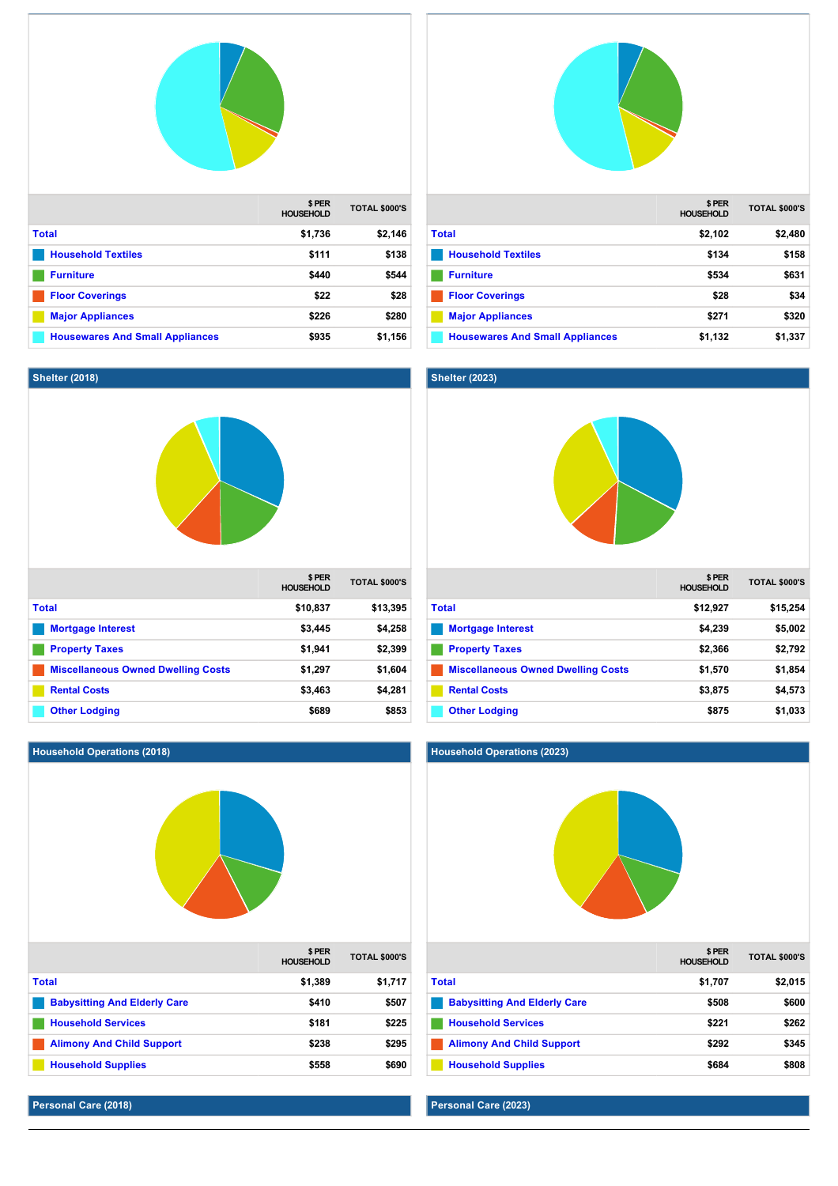| | $ PER HOUSEHOLD | TOTAL $000'S |
|---|---|---|
| Total | $1,736 | $2,146 |
| Household Textiles | $111 | $138 |
| Furniture | $440 | $544 |
| Floor Coverings | $22 | $28 |
| Major Appliances | $226 | $280 |
| Housewares And Small Appliances | $935 | $1,156 |

| | $ PER HOUSEHOLD | TOTAL $000'S |
|---|---|---|
| Total | $2,102 | $2,480 |
| Household Textiles | $134 | $158 |
| Furniture | $534 | $631 |
| Floor Coverings | $28 | $34 |
| Major Appliances | $271 | $320 |
| Housewares And Small Appliances | $1,132 | $1,337 |

## Shelter (2018)

| | $ PER HOUSEHOLD | TOTAL $000'S |
|---|---|---|
| Total | $10,837 | $13,395 |
| Mortgage Interest | $3,445 | $4,258 |
| Property Taxes | $1,941 | $2,399 |
| Miscellaneous Owned Dwelling Costs | $1,297 | $1,604 |
| Rental Costs | $3,463 | $4,281 |
| Other Lodging | $689 | $853 |

## Shelter (2023)

| | $ PER HOUSEHOLD | TOTAL $000'S |
|---|---|---|
| Total | $12,927 | $15,254 |
| Mortgage Interest | $4,239 | $5,002 |
| Property Taxes | $2,366 | $2,792 |
| Miscellaneous Owned Dwelling Costs | $1,570 | $1,854 |
| Rental Costs | $3,875 | $4,573 |
| Other Lodging | $875 | $1,033 |

## Household Operations (2018)

| | $ PER HOUSEHOLD | TOTAL $000'S |
|---|---|---|
| Total | $1,389 | $1,717 |
| Babysitting And Elderly Care | $410 | $507 |
| Household Services | $181 | $225 |
| Alimony And Child Support | $238 | $295 |
| Household Supplies | $558 | $690 |

## Household Operations (2023)

| | $ PER HOUSEHOLD | TOTAL $000'S |
|---|---|---|
| Total | $1,707 | $2,015 |
| Babysitting And Elderly Care | $508 | $600 |
| Household Services | $221 | $262 |
| Alimony And Child Support | $292 | $345 |
| Household Supplies | $684 | $808 |

## Personal Care (2018)

## Personal Care (2023)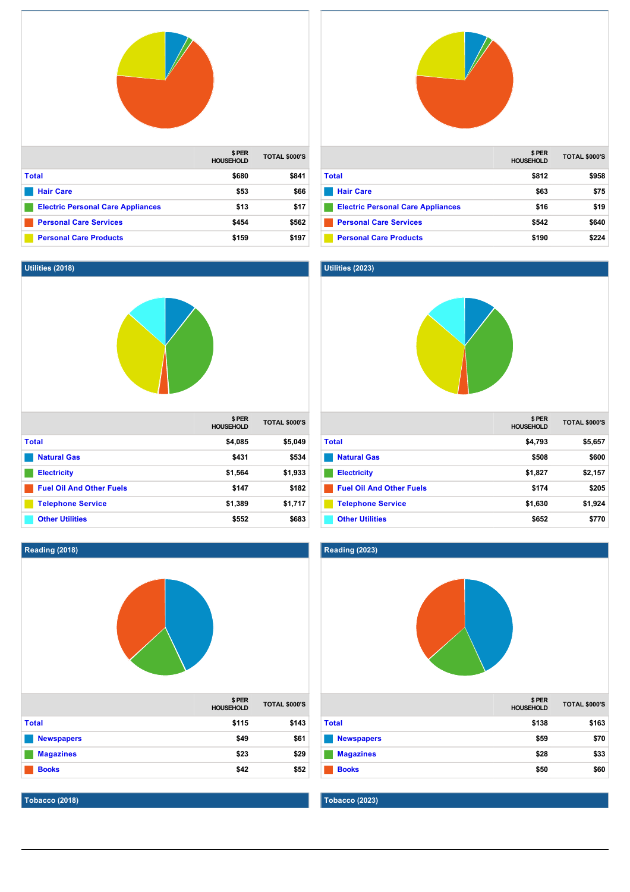| | $ PER HOUSEHOLD | TOTAL $000'S |
|---|---|---|
| Total | $680 | $841 |
| Hair Care | $53 | $66 |
| Electric Personal Care Appliances | $13 | $17 |
| Personal Care Services | $454 | $562 |
| Personal Care Products | $159 | $197 |

| | $ PER HOUSEHOLD | TOTAL $000'S |
|---|---|---|
| Total | $812 | $958 |
| Hair Care | $63 | $75 |
| Electric Personal Care Appliances | $16 | $19 |
| Personal Care Services | $542 | $640 |
| Personal Care Products | $190 | $224 |

## Utilities (2018)

| | $ PER HOUSEHOLD | TOTAL $000'S |
|---|---|---|
| Total | $4,085 | $5,049 |
| Natural Gas | $431 | $534 |
| Electricity | $1,564 | $1,933 |
| Fuel Oil And Other Fuels | $147 | $182 |
| Telephone Service | $1,389 | $1,717 |
| Other Utilities | $552 | $683 |

## Utilities (2023)

| | $ PER HOUSEHOLD | TOTAL $000'S |
|---|---|---|
| Total | $4,793 | $5,657 |
| Natural Gas | $508 | $600 |
| Electricity | $1,827 | $2,157 |
| Fuel Oil And Other Fuels | $174 | $205 |
| Telephone Service | $1,630 | $1,924 |
| Other Utilities | $652 | $770 |

## Reading (2018)

| | $ PER HOUSEHOLD | TOTAL $000'S |
|---|---|---|
| Total | $115 | $143 |
| Newspapers | $49 | $61 |
| Magazines | $23 | $29 |
| Books | $42 | $52 |

## Reading (2023)

| | $ PER HOUSEHOLD | TOTAL $000'S |
|---|---|---|
| Total | $138 | $163 |
| Newspapers | $59 | $70 |
| Magazines | $28 | $33 |
| Books | $50 | $60 |

## Tobacco (2018)

## Tobacco (2023)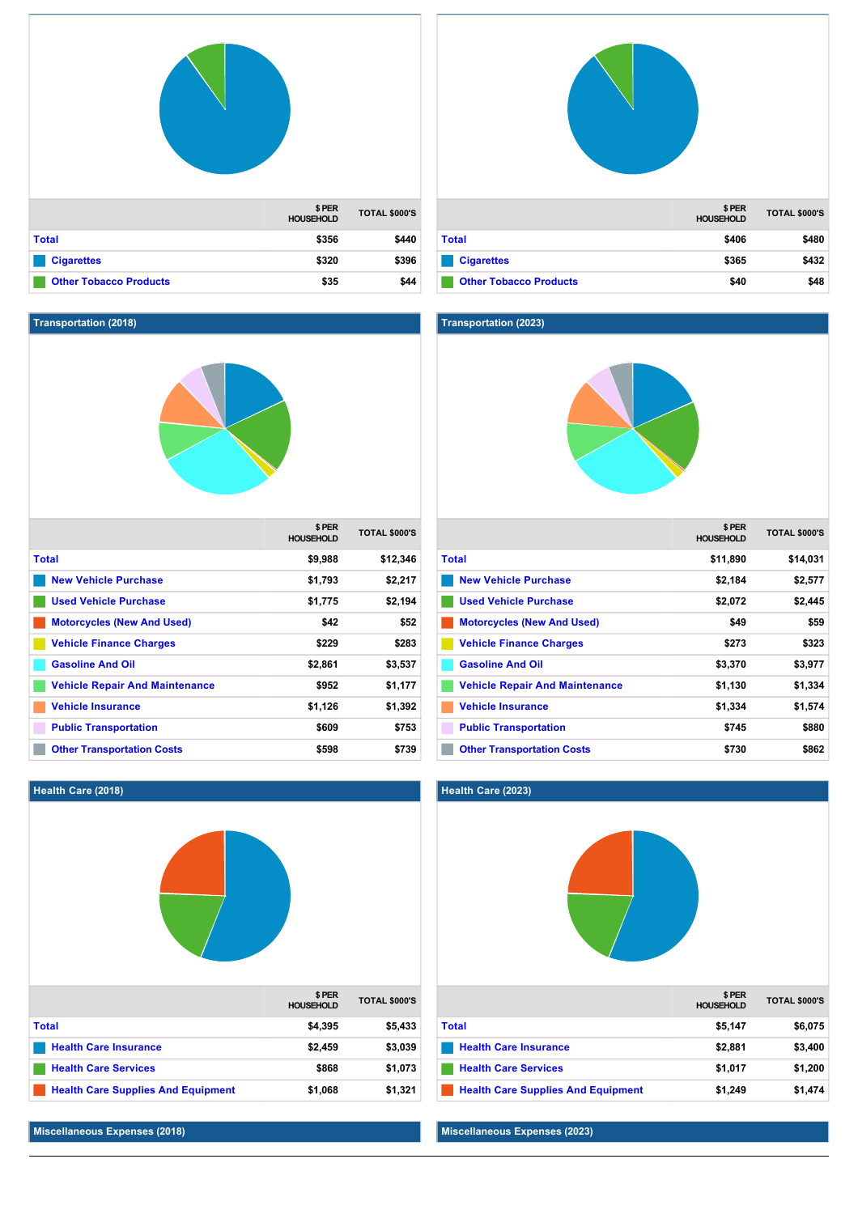| | $ PER HOUSEHOLD | TOTAL $000'S |
|---|---|---|
| Total | $356 | $440 |
| Cigarettes | $320 | $396 |
| Other Tobacco Products | $35 | $44 |

| | $ PER HOUSEHOLD | TOTAL $000'S |
|---|---|---|
| Total | $406 | $480 |
| Cigarettes | $365 | $432 |
| Other Tobacco Products | $40 | $48 |

## Transportation (2018)

| | $ PER HOUSEHOLD | TOTAL $000'S |
|---|---|---|
| Total | $9,988 | $12,346 |
| New Vehicle Purchase | $1,793 | $2,217 |
| Used Vehicle Purchase | $1,775 | $2,194 |
| Motorcycles (New And Used) | $42 | $52 |
| Vehicle Finance Charges | $229 | $283 |
| Gasoline And Oil | $2,861 | $3,537 |
| Vehicle Repair And Maintenance | $952 | $1,177 |
| Vehicle Insurance | $1,126 | $1,392 |
| Public Transportation | $609 | $753 |
| Other Transportation Costs | $598 | $739 |

## Transportation (2023)

| | $ PER HOUSEHOLD | TOTAL $000'S |
|---|---|---|
| Total | $11,890 | $14,031 |
| New Vehicle Purchase | $2,184 | $2,577 |
| Used Vehicle Purchase | $2,072 | $2,445 |
| Motorcycles (New And Used) | $49 | $59 |
| Vehicle Finance Charges | $273 | $323 |
| Gasoline And Oil | $3,370 | $3,977 |
| Vehicle Repair And Maintenance | $1,130 | $1,334 |
| Vehicle Insurance | $1,334 | $1,574 |
| Public Transportation | $745 | $880 |
| Other Transportation Costs | $730 | $862 |

## Health Care (2018)

| | $ PER HOUSEHOLD | TOTAL $000'S |
|---|---|---|
| Total | $4,395 | $5,433 |
| Health Care Insurance | $2,459 | $3,039 |
| Health Care Services | $868 | $1,073 |
| Health Care Supplies And Equipment | $1,068 | $1,321 |

## Health Care (2023)

| | $ PER HOUSEHOLD | TOTAL $000'S |
|---|---|---|
| Total | $5,147 | $6,075 |
| Health Care Insurance | $2,881 | $3,400 |
| Health Care Services | $1,017 | $1,200 |
| Health Care Supplies And Equipment | $1,249 | $1,474 |

## Miscellaneous Expenses (2018)

## Miscellaneous Expenses (2023)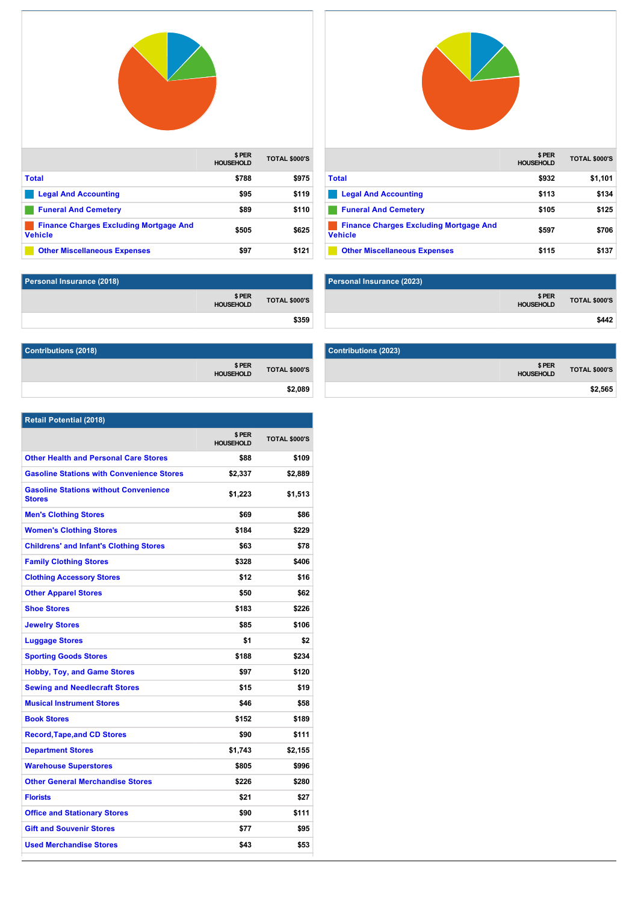| | $ PER HOUSEHOLD | TOTAL $000'S |
|---|---|---|
| Total | $788 | $975 |
| Legal And Accounting | $95 | $119 |
| Funeral And Cemetery | $89 | $110 |
| Finance Charges Excluding Mortgage And Vehicle | $505 | $625 |
| Other Miscellaneous Expenses | $97 | $121 |

| | $ PER HOUSEHOLD | TOTAL $000'S |
|---|---|---|
| Total | $932 | $1,101 |
| Legal And Accounting | $113 | $134 |
| Funeral And Cemetery | $105 | $125 |
| Finance Charges Excluding Mortgage And Vehicle | $597 | $706 |
| Other Miscellaneous Expenses | $115 | $137 |

## Personal Insurance (2018)

| | $ PER HOUSEHOLD | TOTAL $000'S |
|---|---|---|
| | | $359 |

## Personal Insurance (2023)

| | $ PER HOUSEHOLD | TOTAL $000'S |
|---|---|---|
| | | $442 |

## Contributions (2018)

| | $ PER HOUSEHOLD | TOTAL $000'S |
|---|---|---|
| | | $2,089 |

## Contributions (2023)

| | $ PER HOUSEHOLD | TOTAL $000'S |
|---|---|---|
| | | $2,565 |

## Retail Potential (2018)

| | $ PER HOUSEHOLD | TOTAL $000'S |
|---|---|---|
| Other Health and Personal Care Stores | $88 | $109 |
| Gasoline Stations with Convenience Stores | $2,337 | $2,889 |
| Gasoline Stations without Convenience Stores | $1,223 | $1,513 |
| Men's Clothing Stores | $69 | $86 |
| Women's Clothing Stores | $184 | $229 |
| Childrens' and Infant's Clothing Stores | $63 | $78 |
| Family Clothing Stores | $328 | $406 |
| Clothing Accessory Stores | $12 | $16 |
| Other Apparel Stores | $50 | $62 |
| Shoe Stores | $183 | $226 |
| Jewelry Stores | $85 | $106 |
| Luggage Stores | $1 | $2 |
| Sporting Goods Stores | $188 | $234 |
| Hobby, Toy, and Game Stores | $97 | $120 |
| Sewing and Needlecraft Stores | $15 | $19 |
| Musical Instrument Stores | $46 | $58 |
| Book Stores | $152 | $189 |
| Record,Tape,and CD Stores | $90 | $111 |
| Department Stores | $1,743 | $2,155 |
| Warehouse Superstores | $805 | $996 |
| Other General Merchandise Stores | $226 | $280 |
| Florists | $21 | $27 |
| Office and Stationary Stores | $90 | $111 |
| Gift and Souvenir Stores | $77 | $95 |
| Used Merchandise Stores | $43 | $53 |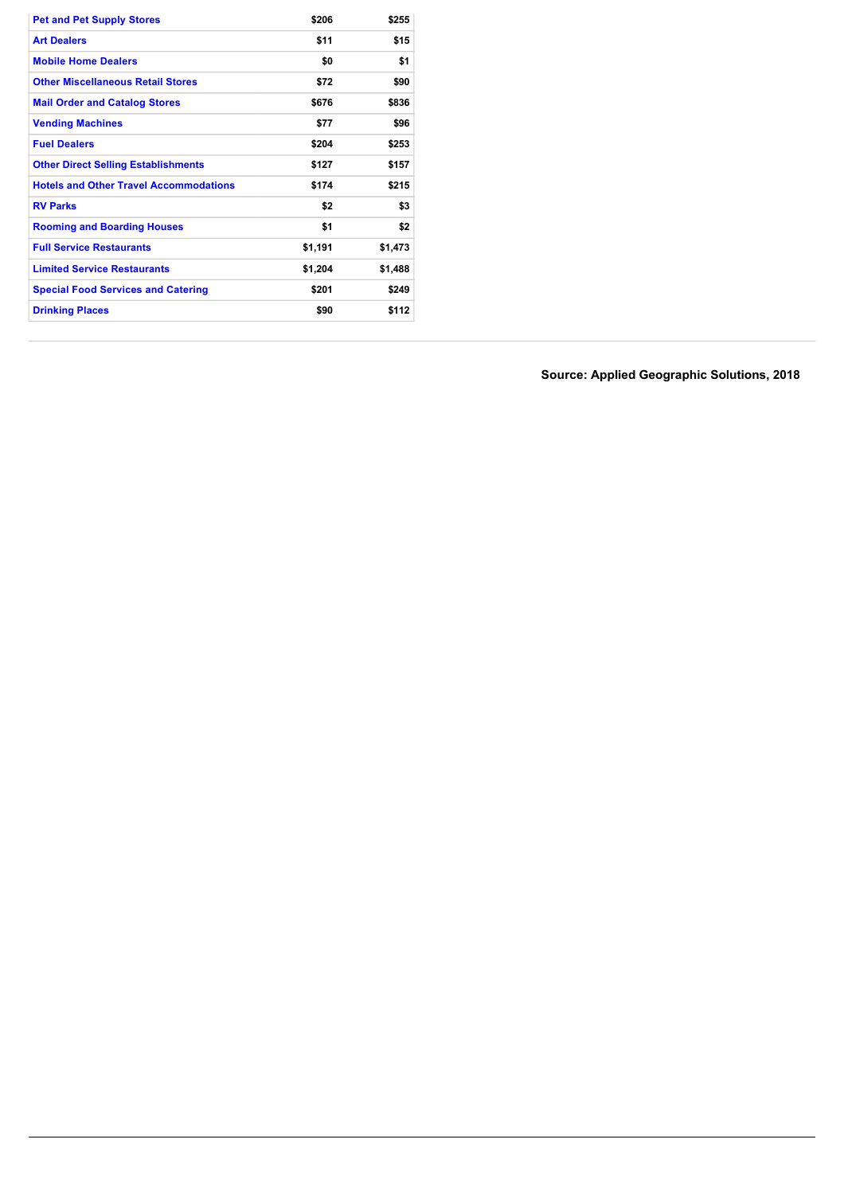| | | |
|---|---|---|
| Pet and Pet Supply Stores | $206 | $255 |
| Art Dealers | $11 | $15 |
| Mobile Home Dealers | $0 | $1 |
| Other Miscellaneous Retail Stores | $72 | $90 |
| Mail Order and Catalog Stores | $676 | $836 |
| Vending Machines | $77 | $96 |
| Fuel Dealers | $204 | $253 |
| Other Direct Selling Establishments | $127 | $157 |
| Hotels and Other Travel Accommodations | $174 | $215 |
| RV Parks | $2 | $3 |
| Rooming and Boarding Houses | $1 | $2 |
| Full Service Restaurants | $1,191 | $1,473 |
| Limited Service Restaurants | $1,204 | $1,488 |
| Special Food Services and Catering | $201 | $249 |
| Drinking Places | $90 | $112 |

**Source: Applied Geographic Solutions, 2018**